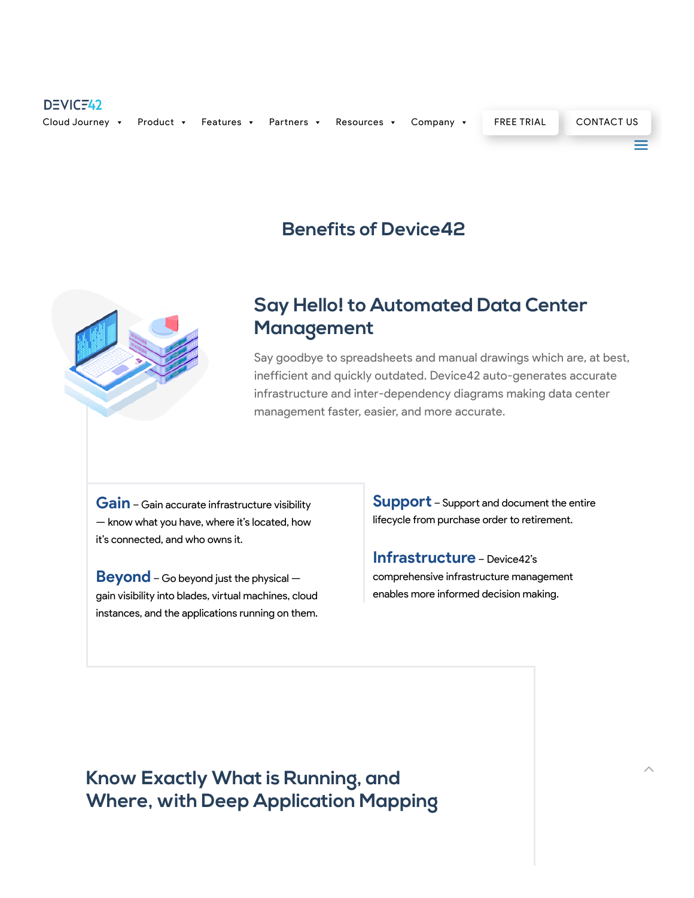DEVICE42

Cloud Journey ▾ Product ▾ Features ▾ Partners ▾ Resources ▾ Company ▾ FREE TRIAL CONTACT US

# Benefits of Device42

## Say Hello! to Automated Data Center Management

Say goodbye to spreadsheets and manual drawings which are, at best, inefficient and quickly outdated. Device42 auto-generates accurate infrastructure and inter-dependency diagrams making data center management faster, easier, and more accurate.

**Gain** – Gain accurate infrastructure visibility — know what you have, where it's located, how it's connected, and who owns it.

**Beyond** – Go beyond just the physical — gain visibility into blades, virtual machines, cloud instances, and the applications running on them.

**Support** – Support and document the entire lifecycle from purchase order to retirement.

**Infrastructure** – Device42's comprehensive infrastructure management enables more informed decision making.

## Know Exactly What is Running, and Where, with Deep Application Mapping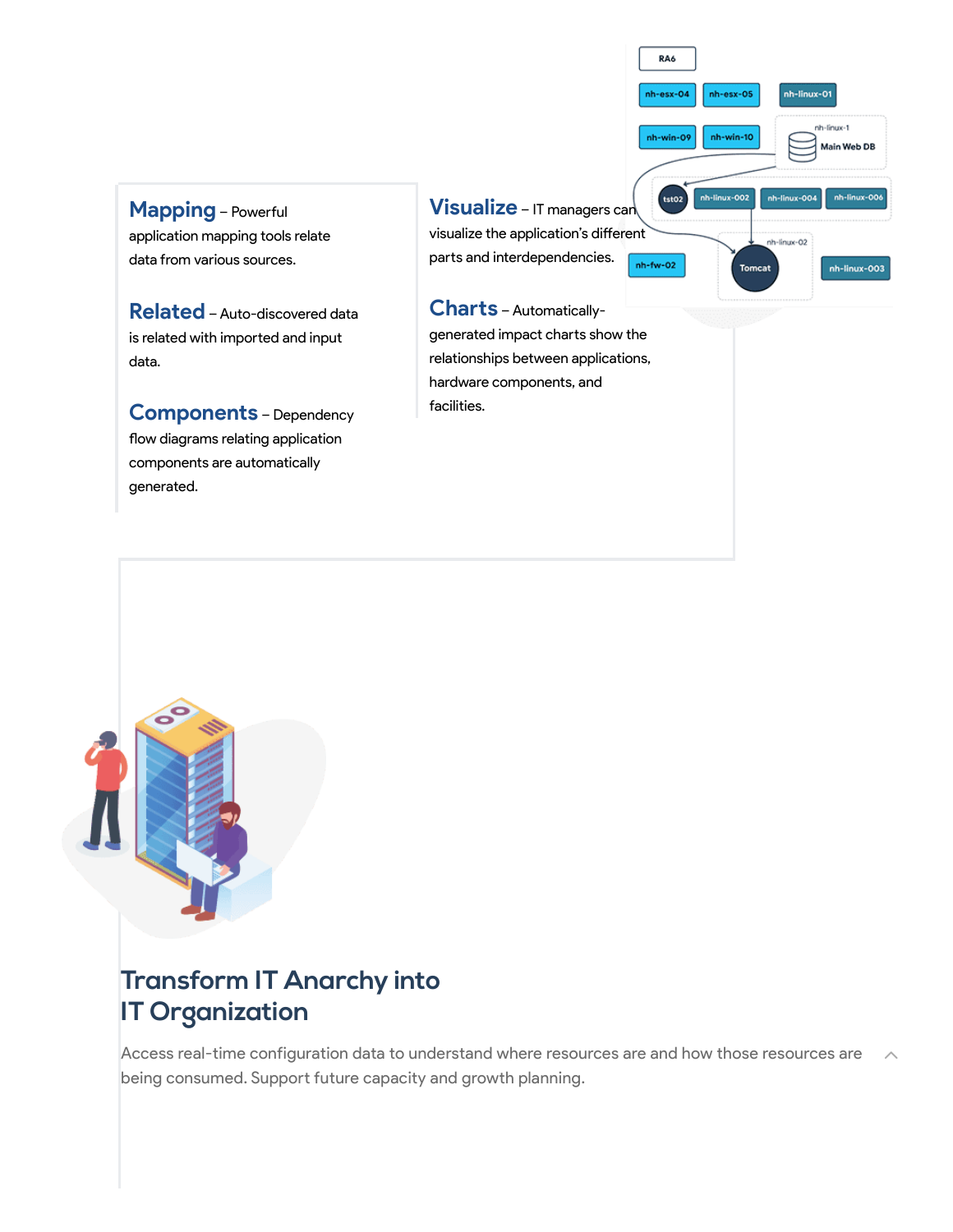**Mapping** – Powerful application mapping tools relate data from various sources.

**Related** – Auto-discovered data is related with imported and input data.

**Components** – Dependency flow diagrams relating application components are automatically generated.

**Visualize** – IT managers can visualize the application's different parts and interdependencies.

**Charts** – Automatically-generated impact charts show the relationships between applications, hardware components, and facilities.

## Transform IT Anarchy into IT Organization

Access real-time configuration data to understand where resources are and how those resources are being consumed. Support future capacity and growth planning.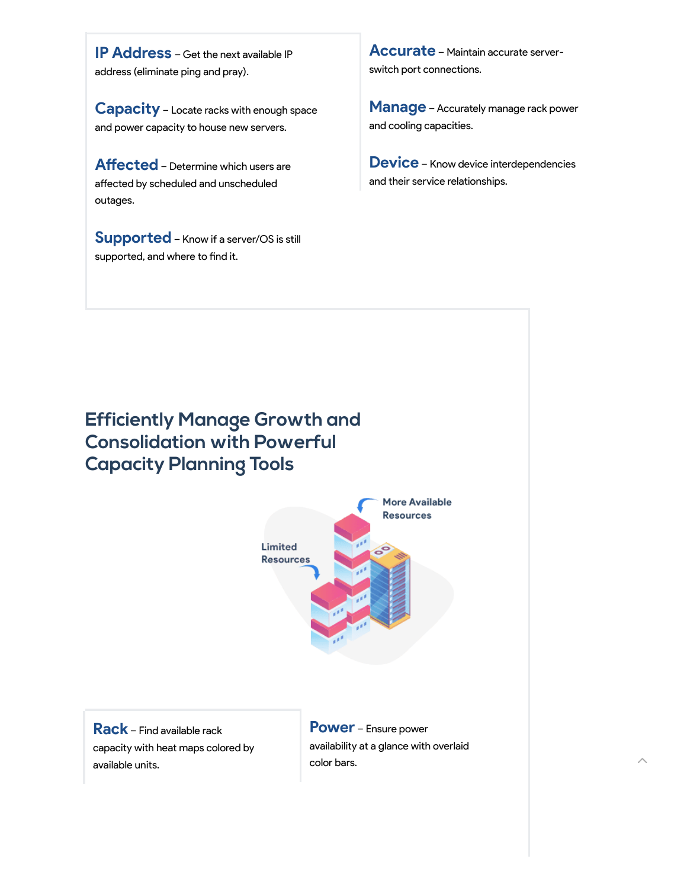**IP Address** – Get the next available IP address (eliminate ping and pray).

**Capacity** – Locate racks with enough space and power capacity to house new servers.

**Affected** – Determine which users are affected by scheduled and unscheduled outages.

**Supported** – Know if a server/OS is still supported, and where to find it.

**Accurate** – Maintain accurate server-switch port connections.

**Manage** – Accurately manage rack power and cooling capacities.

**Device** – Know device interdependencies and their service relationships.

## Efficiently Manage Growth and Consolidation with Powerful Capacity Planning Tools

**Rack** – Find available rack capacity with heat maps colored by available units.

**Power** – Ensure power availability at a glance with overlaid color bars.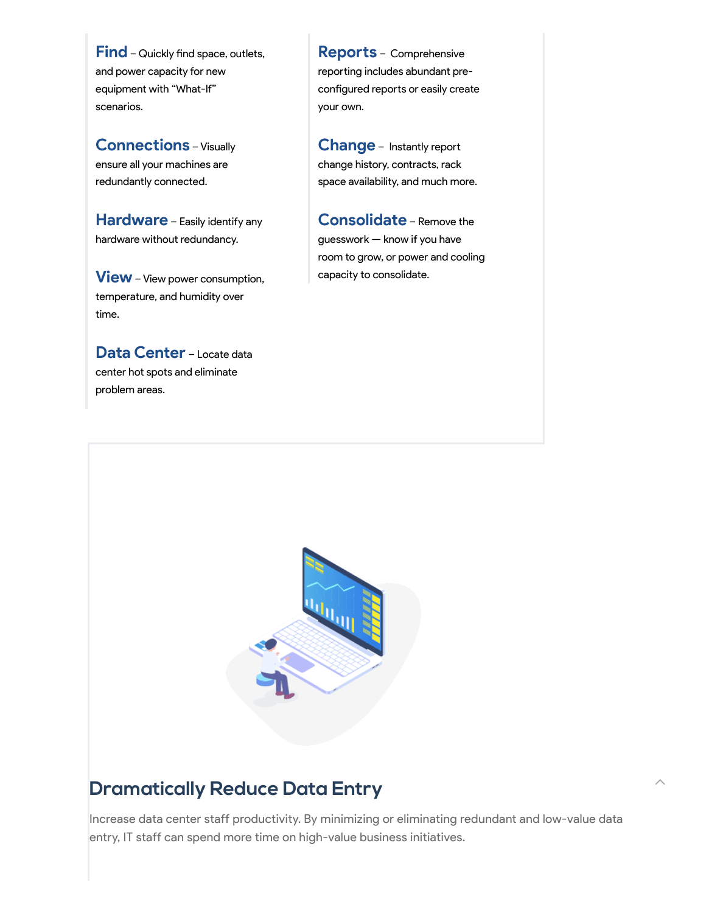**Find** – Quickly find space, outlets, and power capacity for new equipment with "What-If" scenarios.

**Connections** – Visually ensure all your machines are redundantly connected.

**Hardware** – Easily identify any hardware without redundancy.

**View** – View power consumption, temperature, and humidity over time.

**Data Center** – Locate data center hot spots and eliminate problem areas.

**Reports** – Comprehensive reporting includes abundant pre-configured reports or easily create your own.

**Change** – Instantly report change history, contracts, rack space availability, and much more.

**Consolidate** – Remove the guesswork — know if you have room to grow, or power and cooling capacity to consolidate.

## Dramatically Reduce Data Entry

Increase data center staff productivity. By minimizing or eliminating redundant and low-value data entry, IT staff can spend more time on high-value business initiatives.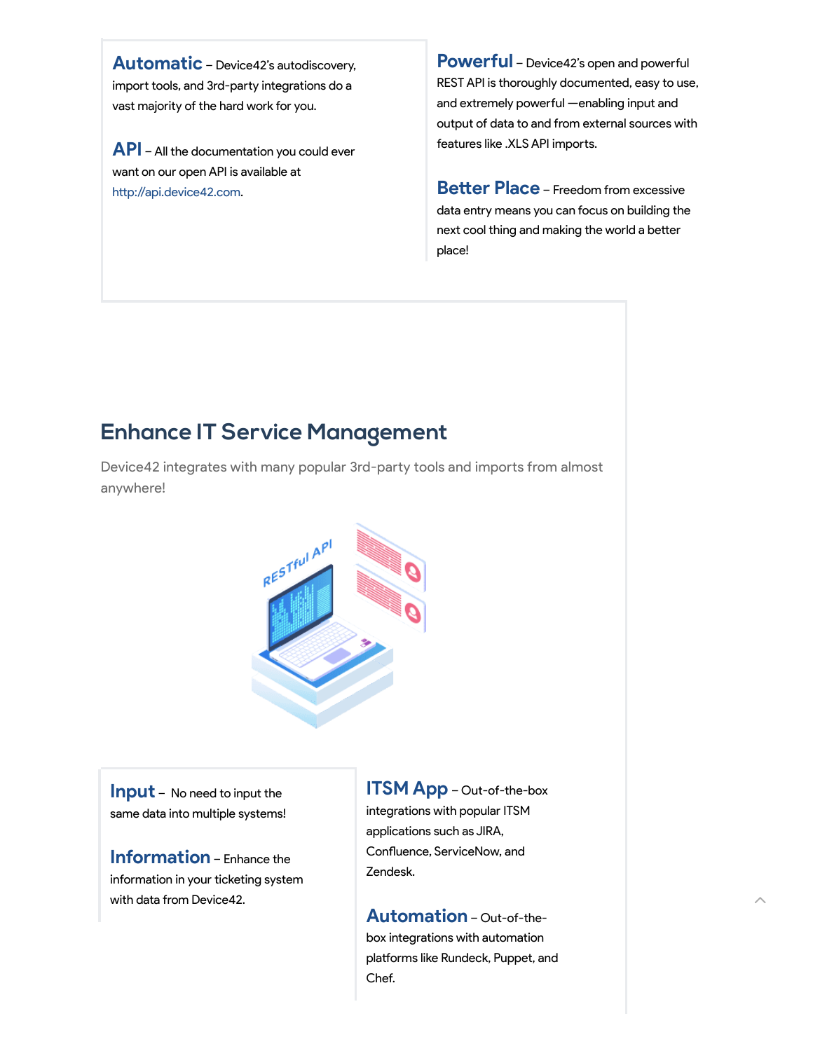**Automatic** – Device42's autodiscovery, import tools, and 3rd-party integrations do a vast majority of the hard work for you.

**API** – All the documentation you could ever want on our open API is available at http://api.device42.com.

**Powerful** – Device42's open and powerful REST API is thoroughly documented, easy to use, and extremely powerful —enabling input and output of data to and from external sources with features like .XLS API imports.

**Better Place** – Freedom from excessive data entry means you can focus on building the next cool thing and making the world a better place!

## Enhance IT Service Management

Device42 integrates with many popular 3rd-party tools and imports from almost anywhere!

**Input** – No need to input the same data into multiple systems!

**Information** – Enhance the information in your ticketing system with data from Device42.

**ITSM App** – Out-of-the-box integrations with popular ITSM applications such as JIRA, Confluence, ServiceNow, and Zendesk.

**Automation** – Out-of-the-box integrations with automation platforms like Rundeck, Puppet, and Chef.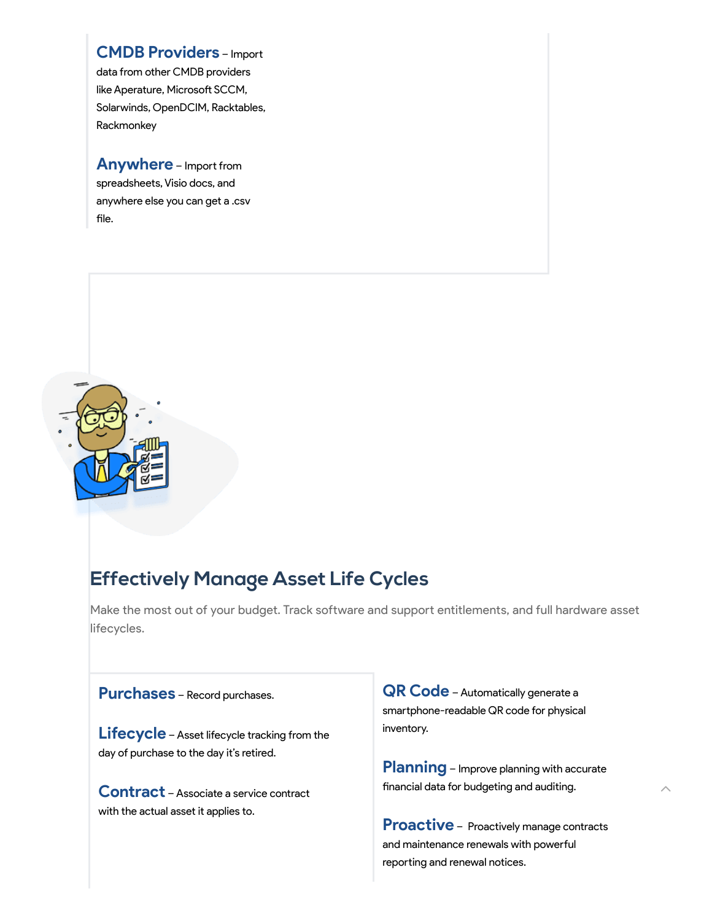**CMDB Providers** – Import data from other CMDB providers like Aperature, Microsoft SCCM, Solarwinds, OpenDCIM, Racktables, Rackmonkey

**Anywhere** – Import from spreadsheets, Visio docs, and anywhere else you can get a .csv file.

## Effectively Manage Asset Life Cycles

Make the most out of your budget. Track software and support entitlements, and full hardware asset lifecycles.

**Purchases** – Record purchases.

**Lifecycle** – Asset lifecycle tracking from the day of purchase to the day it's retired.

**Contract** – Associate a service contract with the actual asset it applies to.

**QR Code** – Automatically generate a smartphone-readable QR code for physical inventory.

**Planning** – Improve planning with accurate financial data for budgeting and auditing.

**Proactive** – Proactively manage contracts and maintenance renewals with powerful reporting and renewal notices.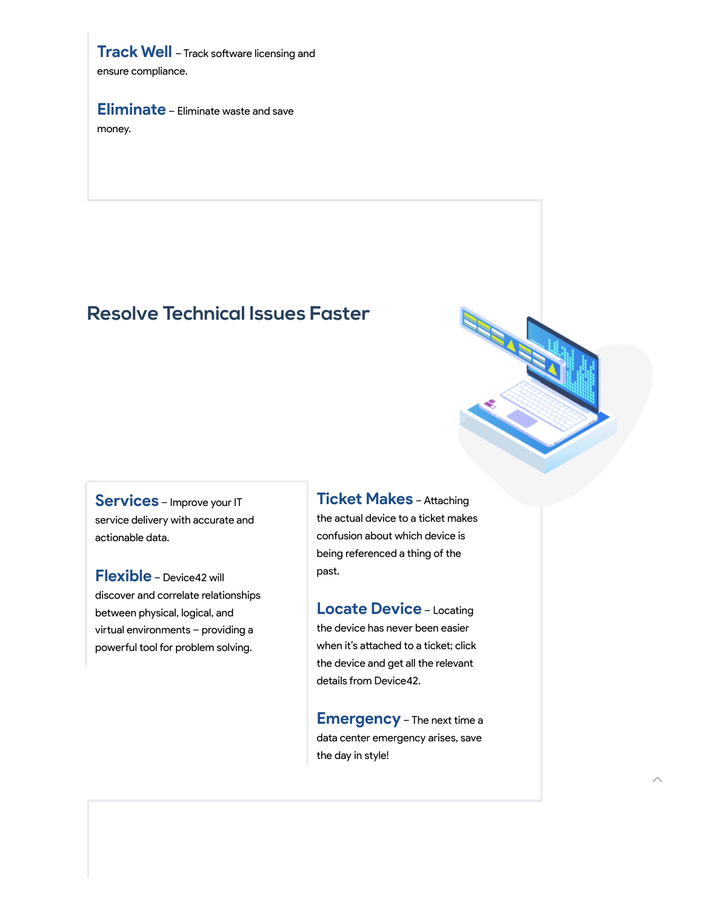**Track Well** – Track software licensing and ensure compliance.

**Eliminate** – Eliminate waste and save money.

## Resolve Technical Issues Faster

**Services** – Improve your IT service delivery with accurate and actionable data.

**Flexible** – Device42 will discover and correlate relationships between physical, logical, and virtual environments – providing a powerful tool for problem solving.

**Ticket Makes** – Attaching the actual device to a ticket makes confusion about which device is being referenced a thing of the past.

**Locate Device** – Locating the device has never been easier when it's attached to a ticket; click the device and get all the relevant details from Device42.

**Emergency** – The next time a data center emergency arises, save the day in style!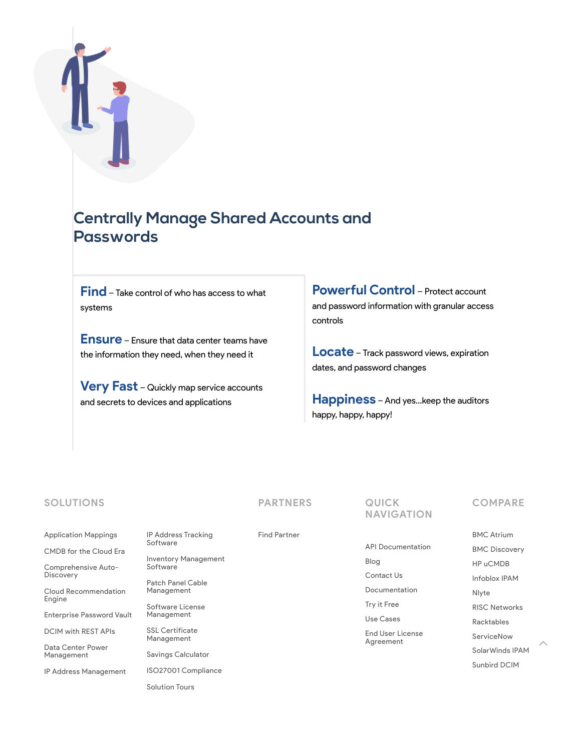## Centrally Manage Shared Accounts and Passwords

**Find** – Take control of who has access to what systems

**Ensure** – Ensure that data center teams have the information they need, when they need it

**Very Fast** – Quickly map service accounts and secrets to devices and applications

**Powerful Control** – Protect account and password information with granular access controls

**Locate** – Track password views, expiration dates, and password changes

**Happiness** – And yes…keep the auditors happy, happy, happy!

### SOLUTIONS

- Application Mappings
- CMDB for the Cloud Era
- Comprehensive Auto-Discovery
- Cloud Recommendation Engine
- Enterprise Password Vault
- DCIM with REST APIs
- Data Center Power Management
- IP Address Management
- IP Address Tracking Software
- Inventory Management Software
- Patch Panel Cable Management
- Software License Management
- SSL Certificate Management
- Savings Calculator
- ISO27001 Compliance
- Solution Tours

### PARTNERS

- Find Partner

### QUICK NAVIGATION

- API Documentation
- Blog
- Contact Us
- Documentation
- Try it Free
- Use Cases
- End User License Agreement

### COMPARE

- BMC Atrium
- BMC Discovery
- HP uCMDB
- Infoblox IPAM
- Nlyte
- RISC Networks
- Racktables
- ServiceNow
- SolarWinds IPAM
- Sunbird DCIM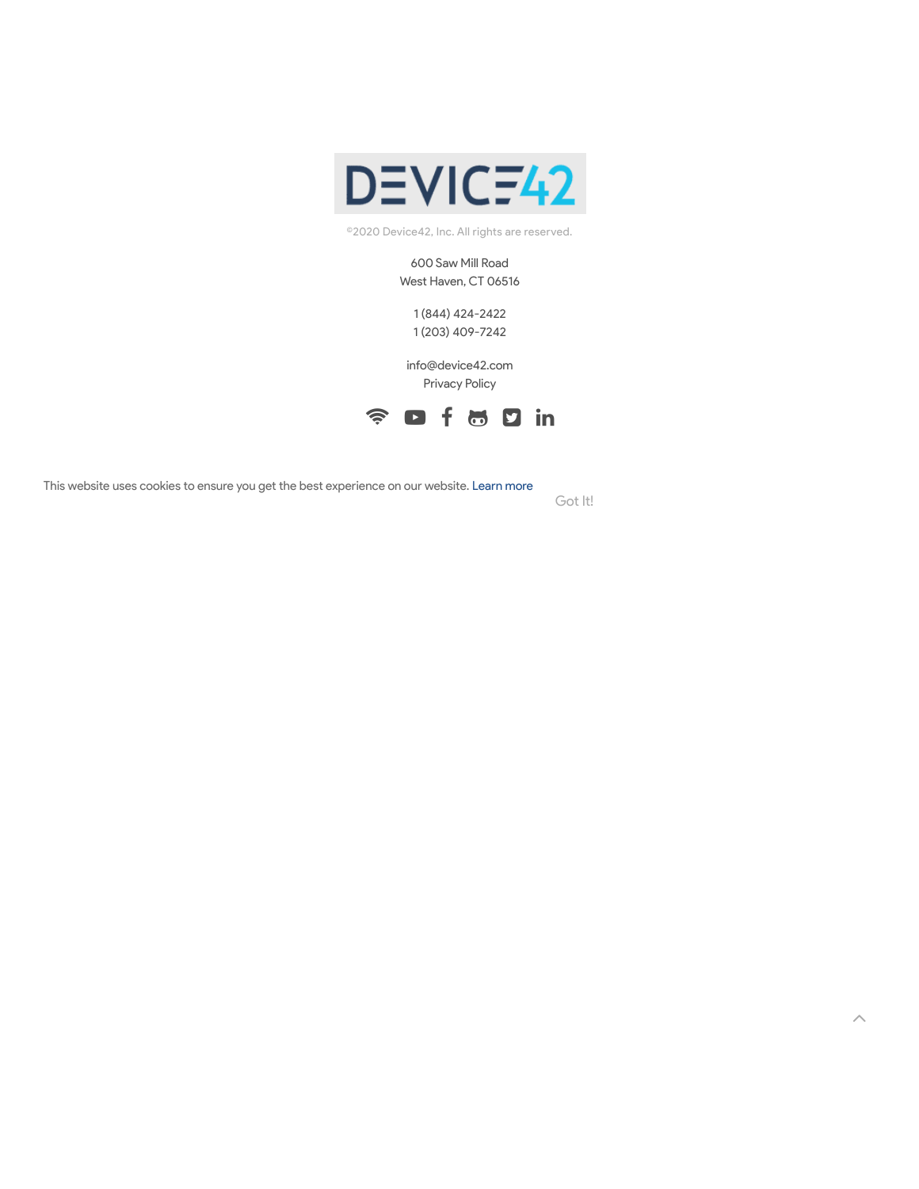DEVICE42

©2020 Device42, Inc. All rights are reserved.

600 Saw Mill Road
West Haven, CT 06516

1 (844) 424-2422
1 (203) 409-7242

info@device42.com
Privacy Policy

This website uses cookies to ensure you get the best experience on our website. Learn more

Got It!